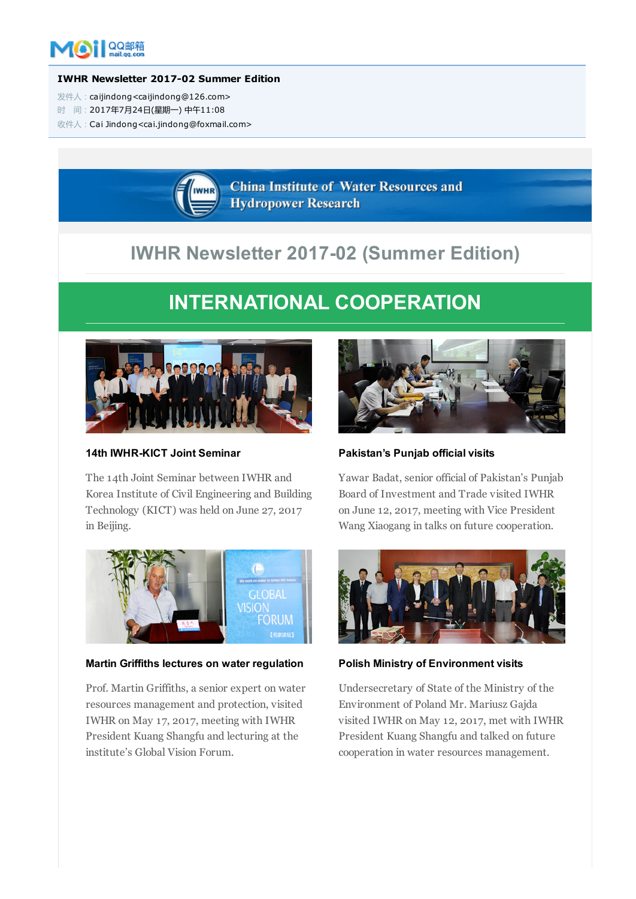**IWHR Newsletter 2017-02 Summer Edition**

发件人：caijindong<caijindong@126.com>
时 间：2017年7月24日(星期一) 中午11:08
收件人：Cai Jindong<cai.jindong@foxmail.com>

China Institute of Water Resources and Hydropower Research

# IWHR Newsletter 2017-02 (Summer Edition)

## INTERNATIONAL COOPERATION

### 14th IWHR-KICT Joint Seminar

The 14th Joint Seminar between IWHR and Korea Institute of Civil Engineering and Building Technology (KICT) was held on June 27, 2017 in Beijing.

### Pakistan's Punjab official visits

Yawar Badat, senior official of Pakistan's Punjab Board of Investment and Trade visited IWHR on June 12, 2017, meeting with Vice President Wang Xiaogang in talks on future cooperation.

### Martin Griffiths lectures on water regulation

Prof. Martin Griffiths, a senior expert on water resources management and protection, visited IWHR on May 17, 2017, meeting with IWHR President Kuang Shangfu and lecturing at the institute's Global Vision Forum.

### Polish Ministry of Environment visits

Undersecretary of State of the Ministry of the Environment of Poland Mr. Mariusz Gajda visited IWHR on May 12, 2017, met with IWHR President Kuang Shangfu and talked on future cooperation in water resources management.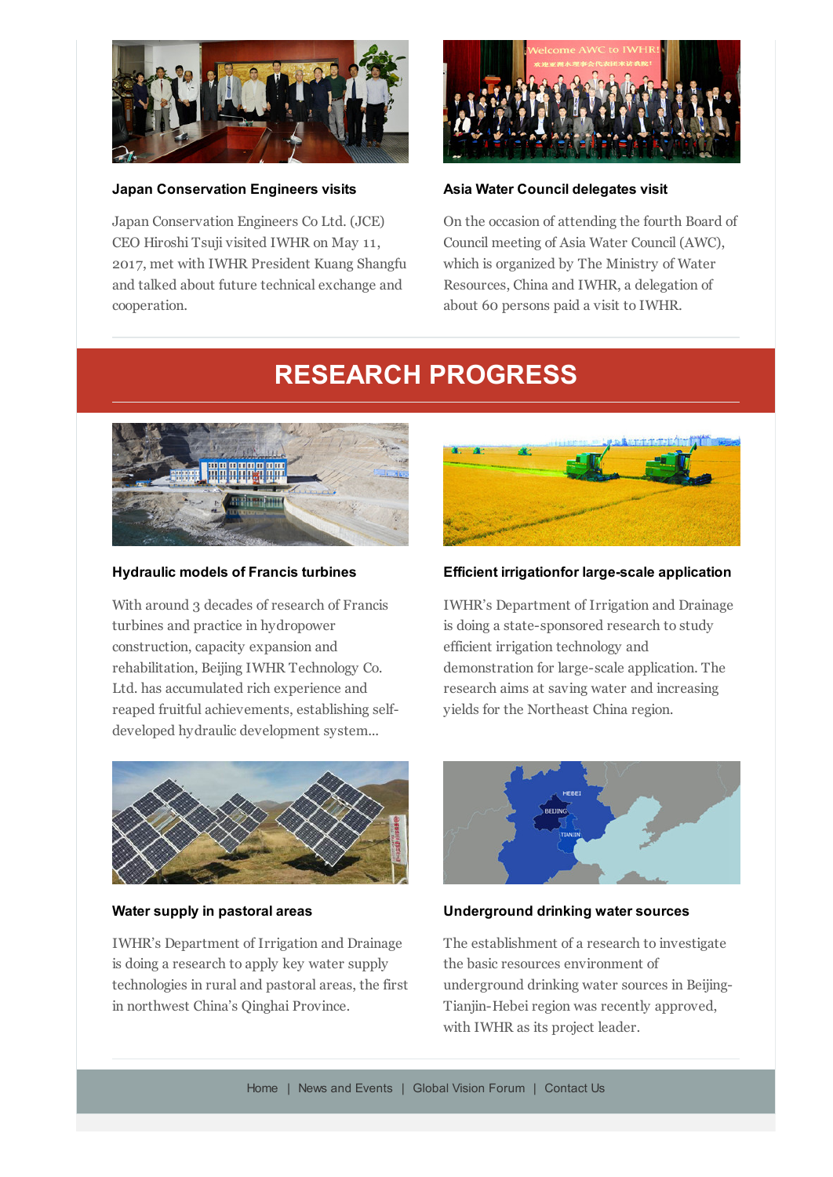### Japan Conservation Engineers visits

Japan Conservation Engineers Co Ltd. (JCE) CEO Hiroshi Tsuji visited IWHR on May 11, 2017, met with IWHR President Kuang Shangfu and talked about future technical exchange and cooperation.

### Asia Water Council delegates visit

On the occasion of attending the fourth Board of Council meeting of Asia Water Council (AWC), which is organized by The Ministry of Water Resources, China and IWHR, a delegation of about 60 persons paid a visit to IWHR.

## RESEARCH PROGRESS

### Hydraulic models of Francis turbines

With around 3 decades of research of Francis turbines and practice in hydropower construction, capacity expansion and rehabilitation, Beijing IWHR Technology Co. Ltd. has accumulated rich experience and reaped fruitful achievements, establishing self-developed hydraulic development system...

### Efficient irrigationfor large-scale application

IWHR's Department of Irrigation and Drainage is doing a state-sponsored research to study efficient irrigation technology and demonstration for large-scale application. The research aims at saving water and increasing yields for the Northeast China region.

### Water supply in pastoral areas

IWHR's Department of Irrigation and Drainage is doing a research to apply key water supply technologies in rural and pastoral areas, the first in northwest China's Qinghai Province.

### Underground drinking water sources

The establishment of a research to investigate the basic resources environment of underground drinking water sources in Beijing-Tianjin-Hebei region was recently approved, with IWHR as its project leader.

Home | News and Events | Global Vision Forum | Contact Us